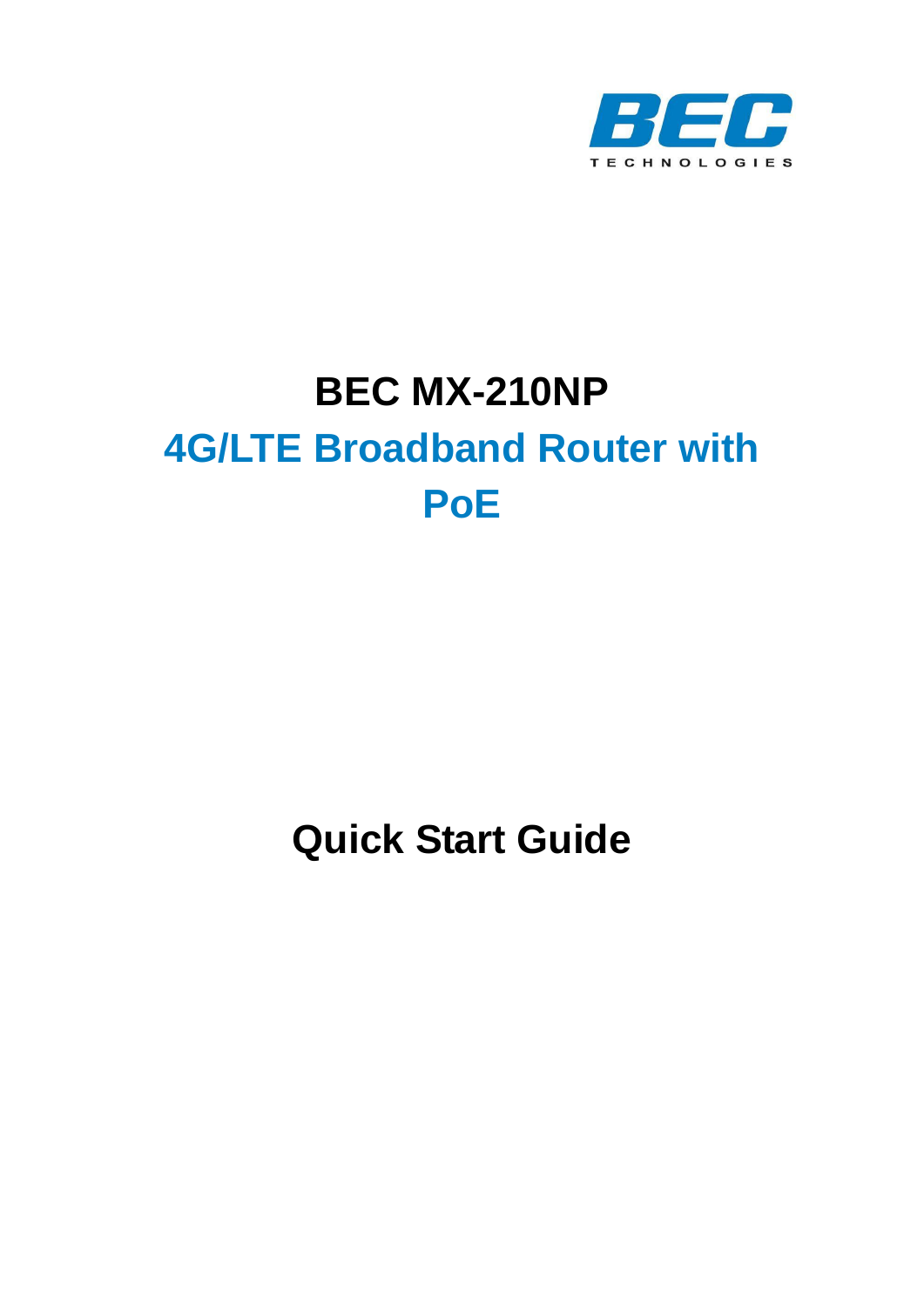BEC TECHNOLOGIES

# BEC MX-210NP

## 4G/LTE Broadband Router with PoE

# Quick Start Guide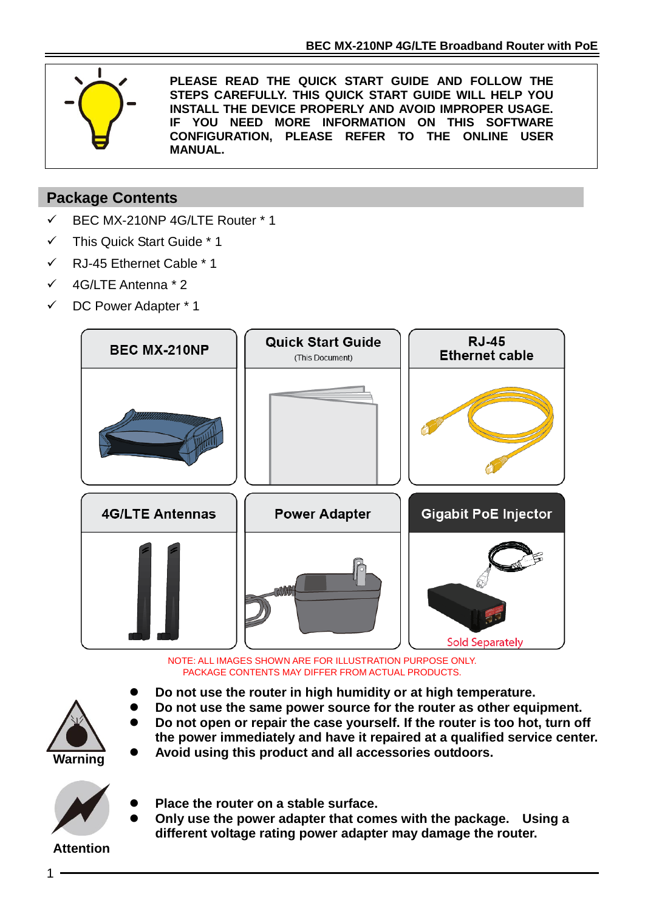**PLEASE READ THE QUICK START GUIDE AND FOLLOW THE STEPS CAREFULLY. THIS QUICK START GUIDE WILL HELP YOU INSTALL THE DEVICE PROPERLY AND AVOID IMPROPER USAGE. IF YOU NEED MORE INFORMATION ON THIS SOFTWARE CONFIGURATION, PLEASE REFER TO THE ONLINE USER MANUAL.**

## Package Contents

- ✓ BEC MX-210NP 4G/LTE Router * 1
- ✓ This Quick Start Guide * 1
- ✓ RJ-45 Ethernet Cable * 1
- ✓ 4G/LTE Antenna * 2
- ✓ DC Power Adapter * 1

| BEC MX-210NP | Quick Start Guide (This Document) | RJ-45 Ethernet cable |
|---|---|---|
| 4G/LTE Antennas | Power Adapter | Gigabit PoE Injector (Sold Separately) |

NOTE: ALL IMAGES SHOWN ARE FOR ILLUSTRATION PURPOSE ONLY.
PACKAGE CONTENTS MAY DIFFER FROM ACTUAL PRODUCTS.

**Warning**

- **Do not use the router in high humidity or at high temperature.**
- **Do not use the same power source for the router as other equipment.**
- **Do not open or repair the case yourself. If the router is too hot, turn off the power immediately and have it repaired at a qualified service center.**
- **Avoid using this product and all accessories outdoors.**

**Attention**

- **Place the router on a stable surface.**
- **Only use the power adapter that comes with the package. Using a different voltage rating power adapter may damage the router.**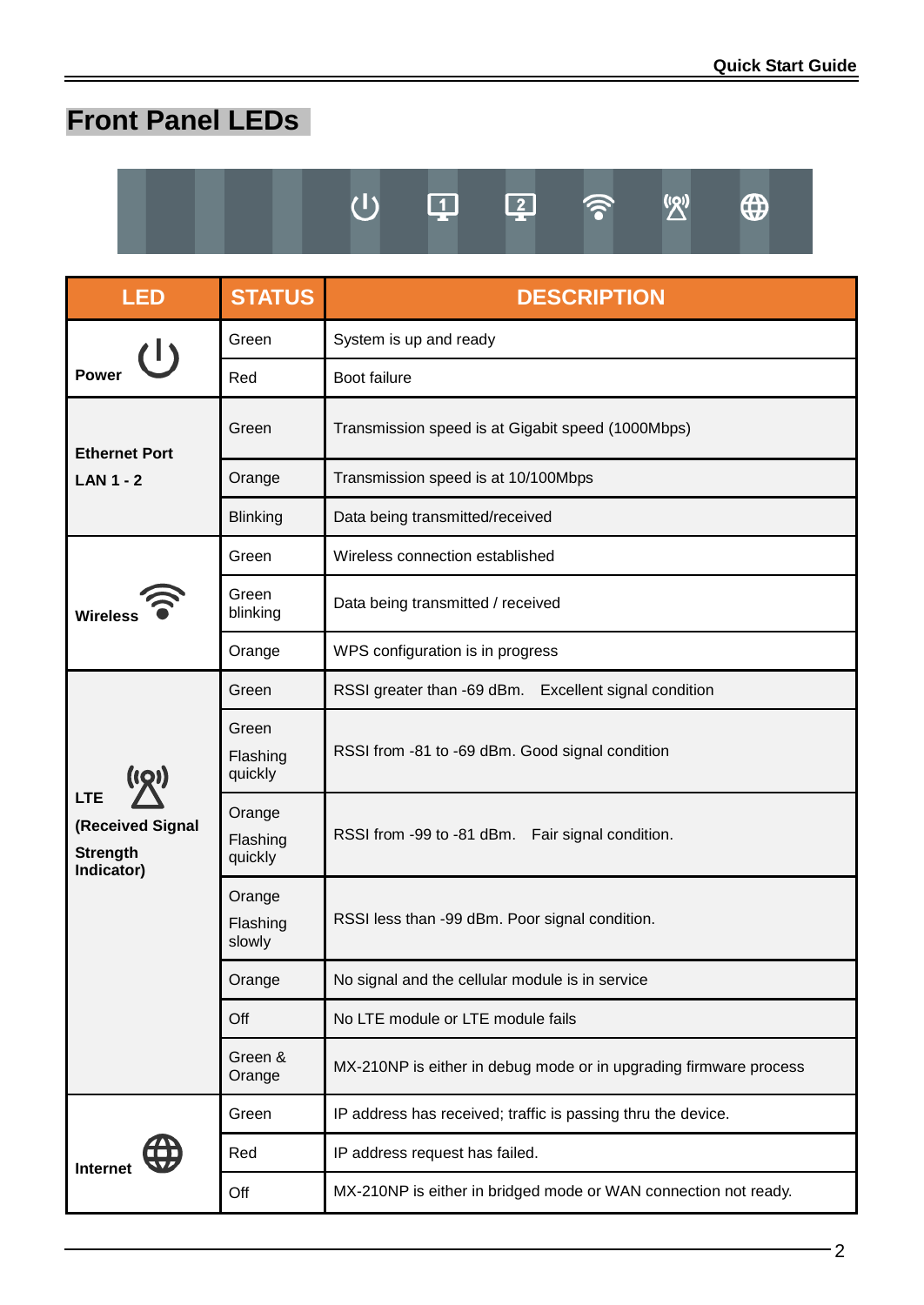# Front Panel LEDs

| LED | STATUS | DESCRIPTION |
|---|---|---|
| **Power** | Green | System is up and ready |
| | Red | Boot failure |
| **Ethernet Port LAN 1 - 2** | Green | Transmission speed is at Gigabit speed (1000Mbps) |
| | Orange | Transmission speed is at 10/100Mbps |
| | Blinking | Data being transmitted/received |
| **Wireless** | Green | Wireless connection established |
| | Green blinking | Data being transmitted / received |
| | Orange | WPS configuration is in progress |
| **LTE (Received Signal Strength Indicator)** | Green | RSSI greater than -69 dBm. Excellent signal condition |
| | Green Flashing quickly | RSSI from -81 to -69 dBm. Good signal condition |
| | Orange Flashing quickly | RSSI from -99 to -81 dBm. Fair signal condition. |
| | Orange Flashing slowly | RSSI less than -99 dBm. Poor signal condition. |
| | Orange | No signal and the cellular module is in service |
| | Off | No LTE module or LTE module fails |
| | Green & Orange | MX-210NP is either in debug mode or in upgrading firmware process |
| **Internet** | Green | IP address has received; traffic is passing thru the device. |
| | Red | IP address request has failed. |
| | Off | MX-210NP is either in bridged mode or WAN connection not ready. |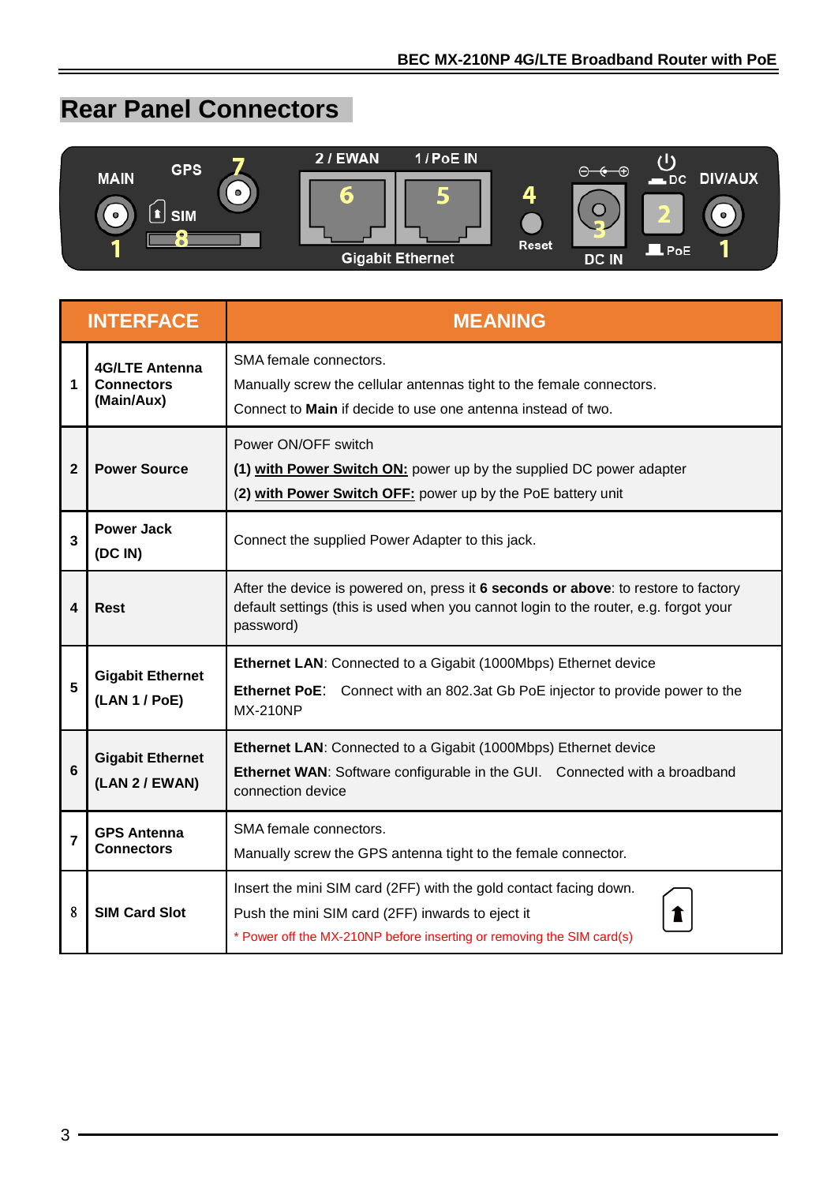## Rear Panel Connectors

| | INTERFACE | MEANING |
|---|---|---|
| 1 | **4G/LTE Antenna Connectors (Main/Aux)** | SMA female connectors.<br>Manually screw the cellular antennas tight to the female connectors.<br>Connect to **Main** if decide to use one antenna instead of two. |
| 2 | **Power Source** | Power ON/OFF switch<br>**(1) with Power Switch ON:** power up by the supplied DC power adapter<br>(**2) with Power Switch OFF:** power up by the PoE battery unit |
| 3 | **Power Jack (DC IN)** | Connect the supplied Power Adapter to this jack. |
| 4 | **Rest** | After the device is powered on, press it **6 seconds or above**: to restore to factory default settings (this is used when you cannot login to the router, e.g. forgot your password) |
| 5 | **Gigabit Ethernet (LAN 1 / PoE)** | **Ethernet LAN**: Connected to a Gigabit (1000Mbps) Ethernet device<br>**Ethernet PoE**: Connect with an 802.3at Gb PoE injector to provide power to the MX-210NP |
| 6 | **Gigabit Ethernet (LAN 2 / EWAN)** | **Ethernet LAN**: Connected to a Gigabit (1000Mbps) Ethernet device<br>**Ethernet WAN**: Software configurable in the GUI. Connected with a broadband connection device |
| 7 | **GPS Antenna Connectors** | SMA female connectors.<br>Manually screw the GPS antenna tight to the female connector. |
| 8 | **SIM Card Slot** | Insert the mini SIM card (2FF) with the gold contact facing down.<br>Push the mini SIM card (2FF) inwards to eject it<br>* Power off the MX-210NP before inserting or removing the SIM card(s) |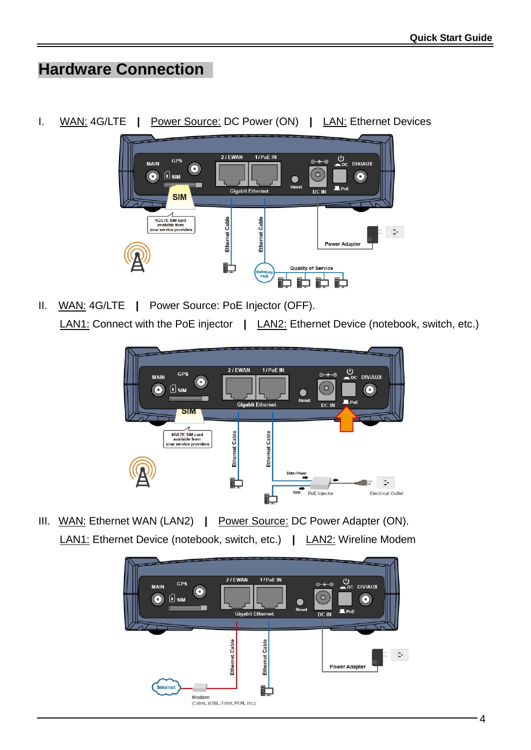# Hardware Connection

I. WAN: 4G/LTE | Power Source: DC Power (ON) | LAN: Ethernet Devices

II. WAN: 4G/LTE | Power Source: PoE Injector (OFF).
LAN1: Connect with the PoE injector | LAN2: Ethernet Device (notebook, switch, etc.)

III. WAN: Ethernet WAN (LAN2) | Power Source: DC Power Adapter (ON).
LAN1: Ethernet Device (notebook, switch, etc.) | LAN2: Wireline Modem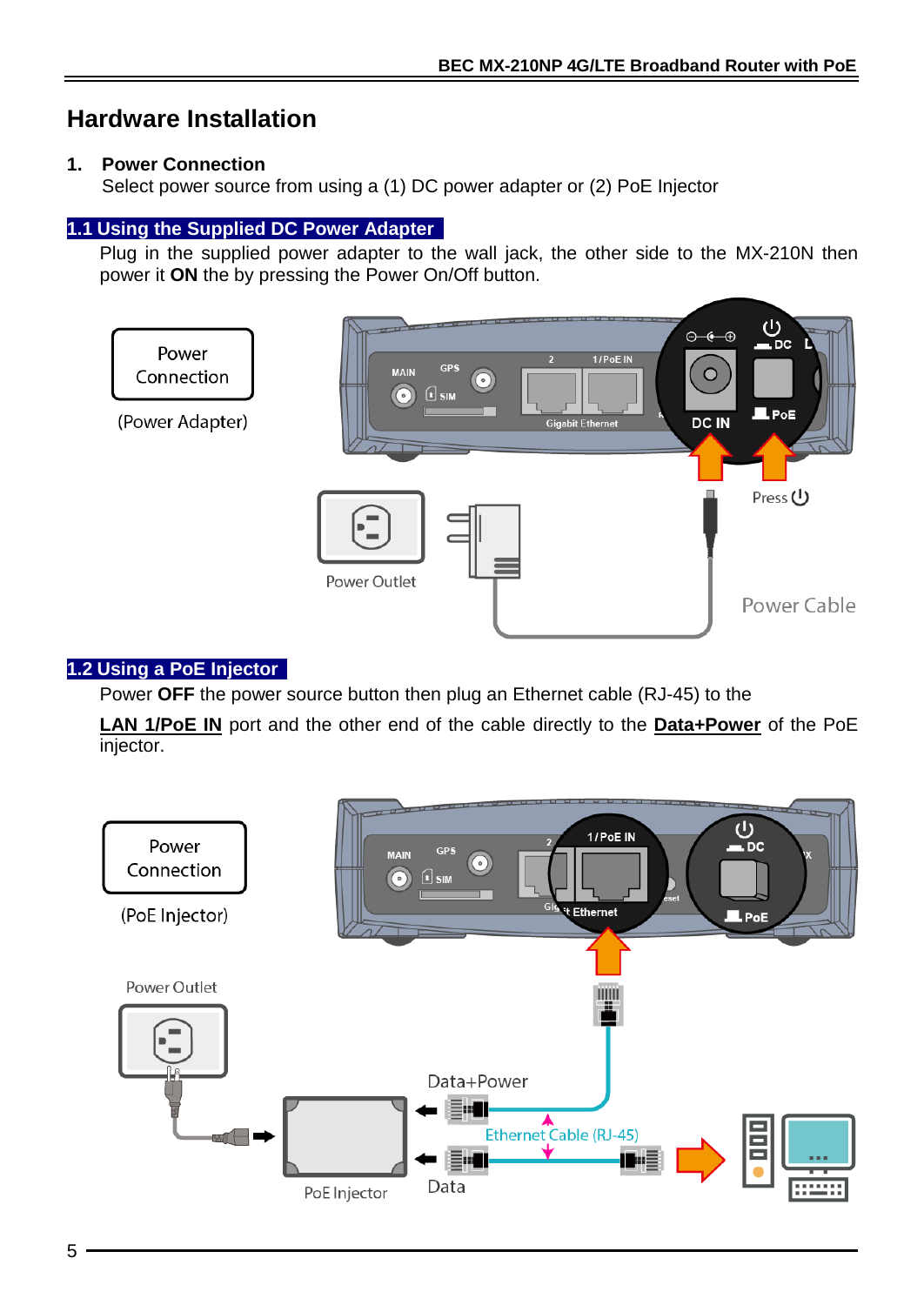# Hardware Installation

1. **Power Connection**
   Select power source from using a (1) DC power adapter or (2) PoE Injector

## 1.1 Using the Supplied DC Power Adapter

Plug in the supplied power adapter to the wall jack, the other side to the MX-210N then power it **ON** the by pressing the Power On/Off button.

Power Connection

(Power Adapter)

Power Outlet

Press

Power Cable

## 1.2 Using a PoE Injector

Power **OFF** the power source button then plug an Ethernet cable (RJ-45) to the **LAN 1/PoE IN** port and the other end of the cable directly to the **Data+Power** of the PoE injector.

Power Connection

(PoE Injector)

Power Outlet

Data+Power

Ethernet Cable (RJ-45)

PoE Injector

Data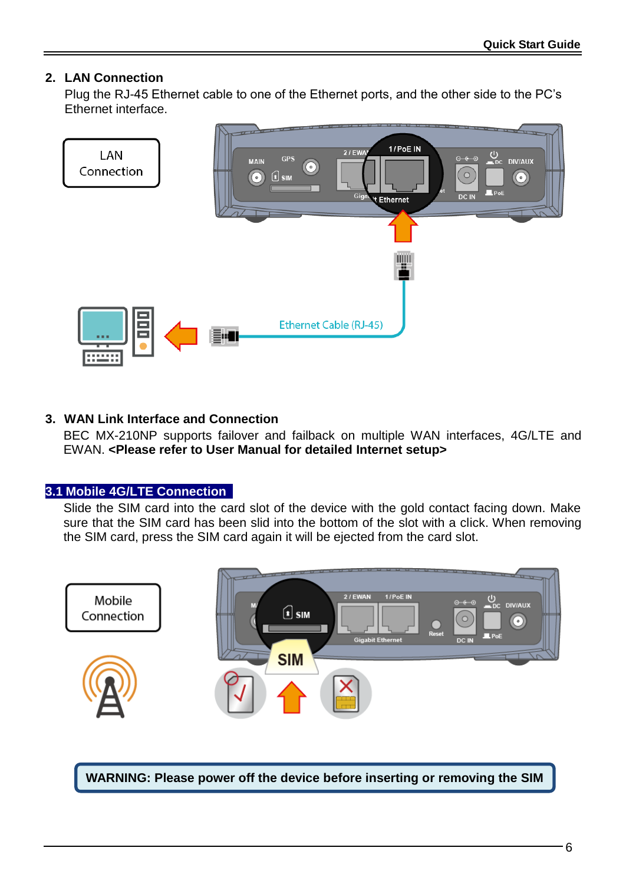## 2. LAN Connection

Plug the RJ-45 Ethernet cable to one of the Ethernet ports, and the other side to the PC's Ethernet interface.

## 3. WAN Link Interface and Connection

BEC MX-210NP supports failover and failback on multiple WAN interfaces, 4G/LTE and EWAN. **<Please refer to User Manual for detailed Internet setup>**

### 3.1 Mobile 4G/LTE Connection

Slide the SIM card into the card slot of the device with the gold contact facing down. Make sure that the SIM card has been slid into the bottom of the slot with a click. When removing the SIM card, press the SIM card again it will be ejected from the card slot.

**WARNING: Please power off the device before inserting or removing the SIM**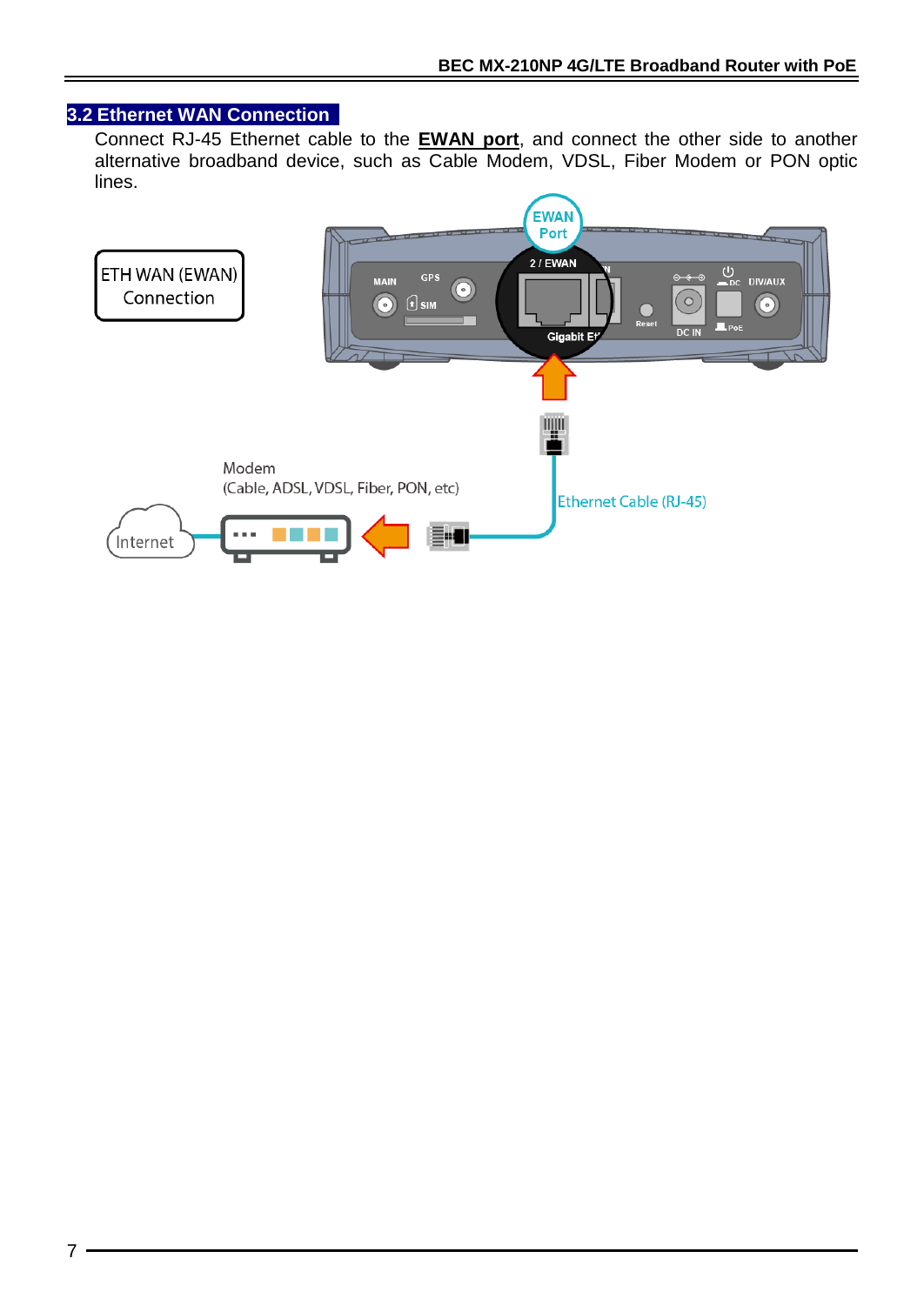## 3.2 Ethernet WAN Connection

Connect RJ-45 Ethernet cable to the **EWAN port**, and connect the other side to another alternative broadband device, such as Cable Modem, VDSL, Fiber Modem or PON optic lines.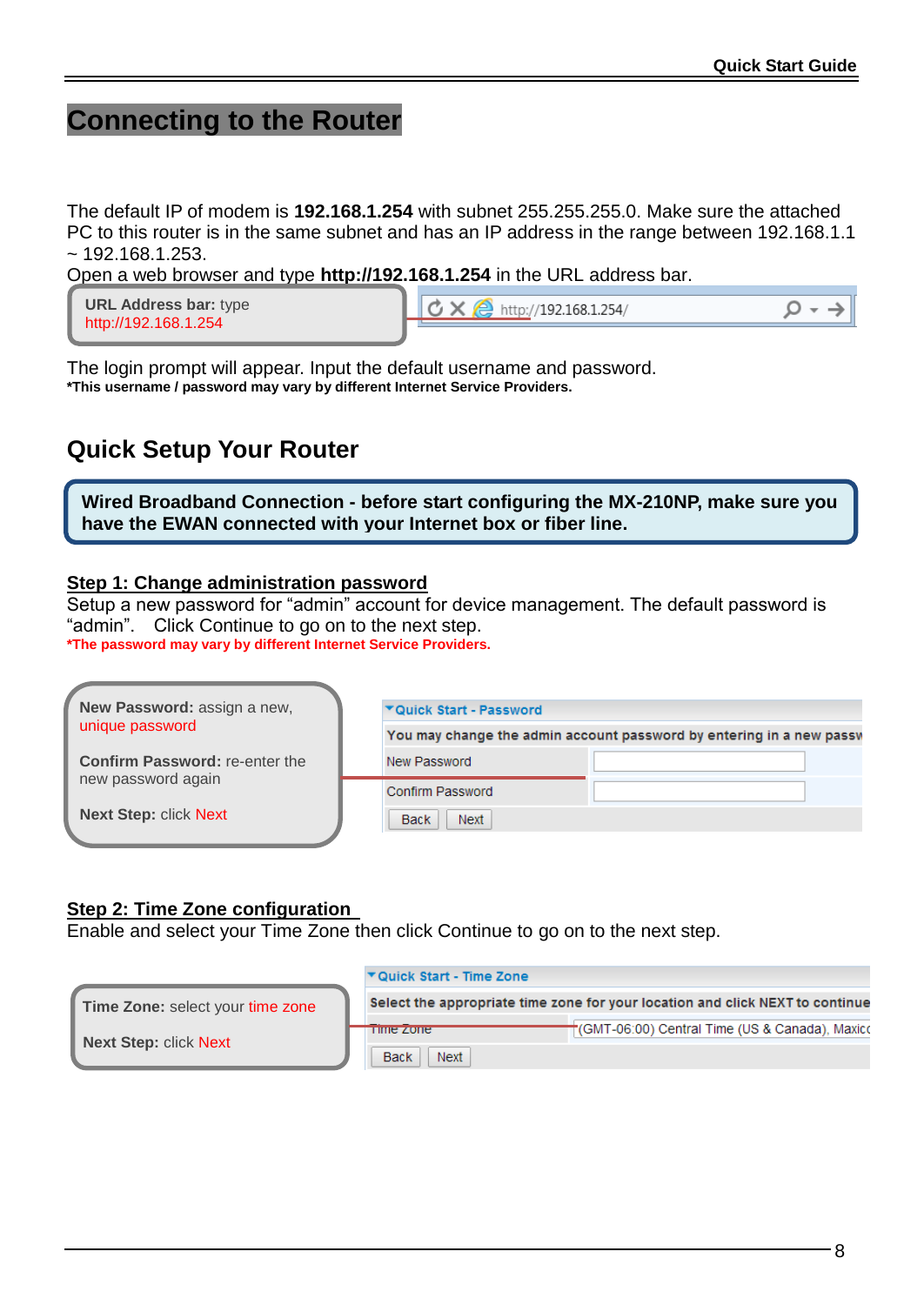# Connecting to the Router

The default IP of modem is **192.168.1.254** with subnet 255.255.255.0. Make sure the attached PC to this router is in the same subnet and has an IP address in the range between 192.168.1.1 ~ 192.168.1.253.

Open a web browser and type **http://192.168.1.254** in the URL address bar.

**URL Address bar:** type http://192.168.1.254

http://192.168.1.254/

The login prompt will appear. Input the default username and password.

***This username / password may vary by different Internet Service Providers.**

## Quick Setup Your Router

**Wired Broadband Connection - before start configuring the MX-210NP, make sure you have the EWAN connected with your Internet box or fiber line.**

### Step 1: Change administration password

Setup a new password for "admin" account for device management. The default password is "admin". Click Continue to go on to the next step.

***The password may vary by different Internet Service Providers.**

**New Password:** assign a new, unique password

**Confirm Password:** re-enter the new password again

**Next Step:** click Next

**Quick Start - Password**

You may change the admin account password by entering in a new passw

| New Password | |
|---|---|
| Confirm Password | |

Back | Next

### Step 2: Time Zone configuration

Enable and select your Time Zone then click Continue to go on to the next step.

**Time Zone:** select your time zone

**Next Step:** click Next

**Quick Start - Time Zone**

Select the appropriate time zone for your location and click NEXT to continue

| Time Zone | (GMT-06:00) Central Time (US & Canada), Maxico |
|---|---|

Back | Next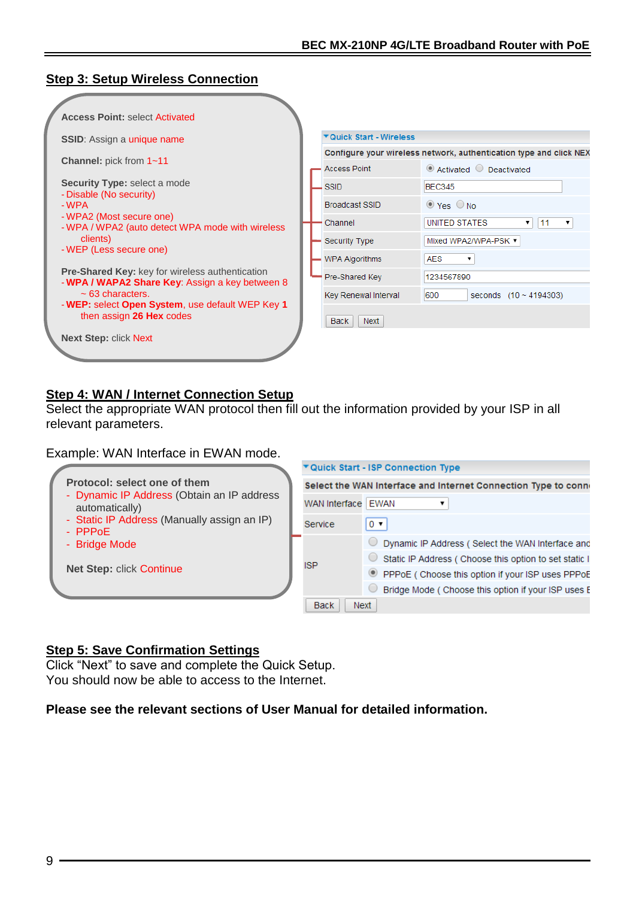## Step 3: Setup Wireless Connection

**Access Point:** select Activated

**SSID**: Assign a unique name

**Channel:** pick from 1~11

**Security Type:** select a mode

- Disable (No security)
- WPA
- WPA2 (Most secure one)
- WPA / WPA2 (auto detect WPA mode with wireless clients)
- WEP (Less secure one)

**Pre-Shared Key:** key for wireless authentication

- **WPA / WAPA2 Share Key**: Assign a key between 8 ~ 63 characters.
- **WEP:** select **Open System**, use default WEP Key **1** then assign **26 Hex** codes

**Next Step:** click Next

**Quick Start - Wireless**

Configure your wireless network, authentication type and click NEX

| | |
|---|---|
| Access Point | ◉ Activated ○ Deactivated |
| SSID | BEC345 |
| Broadcast SSID | ◉ Yes ○ No |
| Channel | UNITED STATES ▼ 11 ▼ |
| Security Type | Mixed WPA2/WPA-PSK ▼ |
| WPA Algorithms | AES ▼ |
| Pre-Shared Key | 1234567890 |
| Key Renewal Interval | 600 seconds (10 ~ 4194303) |

Back Next

## Step 4: WAN / Internet Connection Setup

Select the appropriate WAN protocol then fill out the information provided by your ISP in all relevant parameters.

Example: WAN Interface in EWAN mode.

**Protocol: select one of them**

- Dynamic IP Address (Obtain an IP address automatically)
- Static IP Address (Manually assign an IP)
- PPPoE
- Bridge Mode

**Net Step:** click Continue

**Quick Start - ISP Connection Type**

Select the WAN Interface and Internet Connection Type to conn

| | |
|---|---|
| WAN Interface | EWAN ▼ |
| Service | 0 ▼ |
| ISP | ○ Dynamic IP Address ( Select the WAN Interface and<br>○ Static IP Address ( Choose this option to set static I<br>◉ PPPoE ( Choose this option if your ISP uses PPPoE<br>○ Bridge Mode ( Choose this option if your ISP uses E |

Back Next

## Step 5: Save Confirmation Settings

Click "Next" to save and complete the Quick Setup.
You should now be able to access to the Internet.

**Please see the relevant sections of User Manual for detailed information.**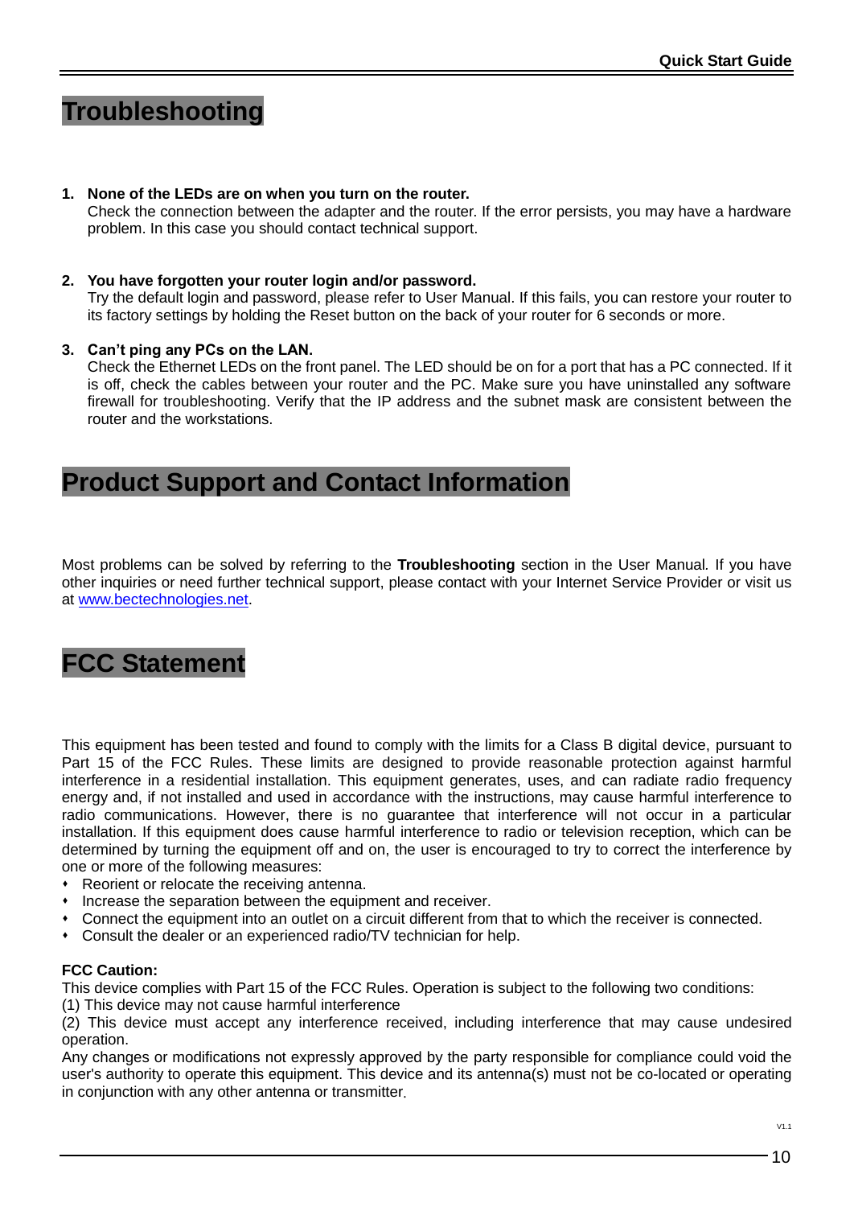# Troubleshooting

1. **None of the LEDs are on when you turn on the router.**
   Check the connection between the adapter and the router. If the error persists, you may have a hardware problem. In this case you should contact technical support.

2. **You have forgotten your router login and/or password.**
   Try the default login and password, please refer to User Manual. If this fails, you can restore your router to its factory settings by holding the Reset button on the back of your router for 6 seconds or more.

3. **Can't ping any PCs on the LAN.**
   Check the Ethernet LEDs on the front panel. The LED should be on for a port that has a PC connected. If it is off, check the cables between your router and the PC. Make sure you have uninstalled any software firewall for troubleshooting. Verify that the IP address and the subnet mask are consistent between the router and the workstations.

# Product Support and Contact Information

Most problems can be solved by referring to the **Troubleshooting** section in the User Manual. If you have other inquiries or need further technical support, please contact with your Internet Service Provider or visit us at www.bectechnologies.net.

# FCC Statement

This equipment has been tested and found to comply with the limits for a Class B digital device, pursuant to Part 15 of the FCC Rules. These limits are designed to provide reasonable protection against harmful interference in a residential installation. This equipment generates, uses, and can radiate radio frequency energy and, if not installed and used in accordance with the instructions, may cause harmful interference to radio communications. However, there is no guarantee that interference will not occur in a particular installation. If this equipment does cause harmful interference to radio or television reception, which can be determined by turning the equipment off and on, the user is encouraged to try to correct the interference by one or more of the following measures:

- Reorient or relocate the receiving antenna.
- Increase the separation between the equipment and receiver.
- Connect the equipment into an outlet on a circuit different from that to which the receiver is connected.
- Consult the dealer or an experienced radio/TV technician for help.

**FCC Caution:**

This device complies with Part 15 of the FCC Rules. Operation is subject to the following two conditions:
(1) This device may not cause harmful interference
(2) This device must accept any interference received, including interference that may cause undesired operation.
Any changes or modifications not expressly approved by the party responsible for compliance could void the user's authority to operate this equipment. This device and its antenna(s) must not be co-located or operating in conjunction with any other antenna or transmitter.

V1.1